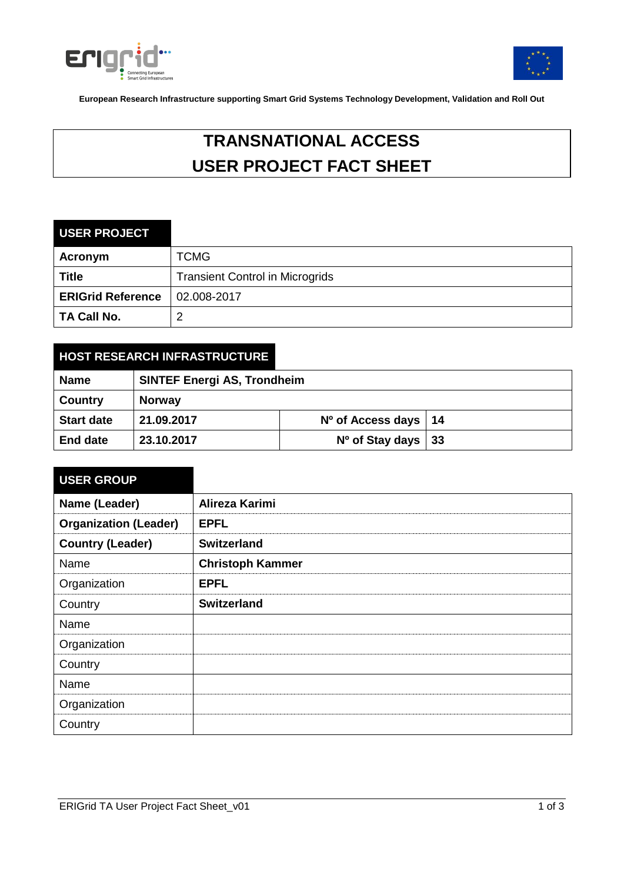European Research Infrastructure supporting Smart Grid Systems Technology Development, Validation and Roll Out

# TRANSNATIONAL ACCESS
# USER PROJECT FACT SHEET

| USER PROJECT | |
|---|---|
| **Acronym** | TCMG |
| **Title** | Transient Control in Microgrids |
| **ERIGrid Reference** | 02.008-2017 |
| **TA Call No.** | 2 |

| HOST RESEARCH INFRASTRUCTURE | | | |
|---|---|---|---|
| **Name** | **SINTEF Energi AS, Trondheim** | | |
| **Country** | **Norway** | | |
| **Start date** | **21.09.2017** | **Nº of Access days** | **14** |
| **End date** | **23.10.2017** | **Nº of Stay days** | **33** |

| USER GROUP | |
|---|---|
| **Name (Leader)** | **Alireza Karimi** |
| **Organization (Leader)** | **EPFL** |
| **Country (Leader)** | **Switzerland** |
| Name | **Christoph Kammer** |
| Organization | **EPFL** |
| Country | **Switzerland** |
| Name | |
| Organization | |
| Country | |
| Name | |
| Organization | |
| Country | |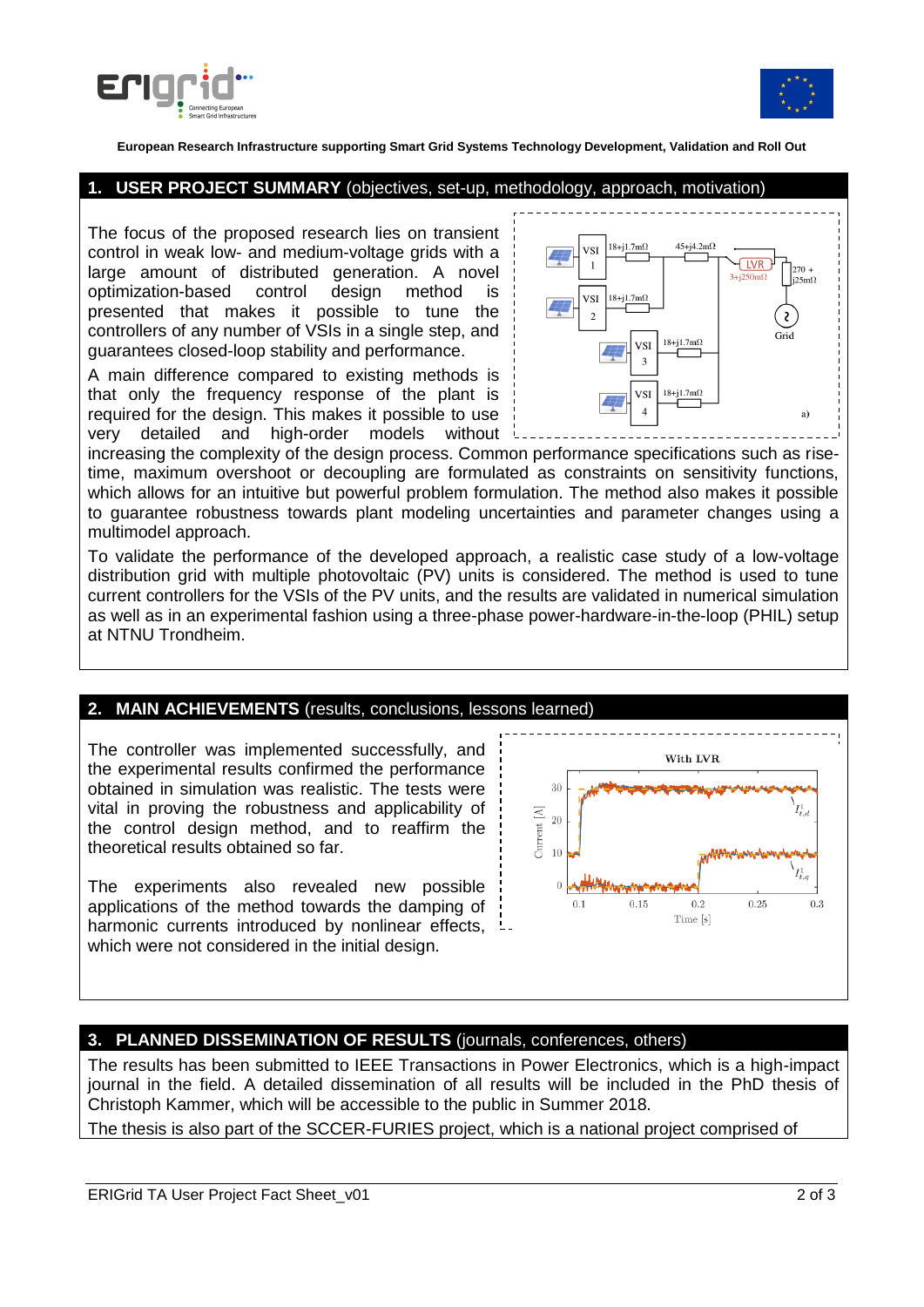European Research Infrastructure supporting Smart Grid Systems Technology Development, Validation and Roll Out

## 1. USER PROJECT SUMMARY (objectives, set-up, methodology, approach, motivation)

The focus of the proposed research lies on transient control in weak low- and medium-voltage grids with a large amount of distributed generation. A novel optimization-based control design method is presented that makes it possible to tune the controllers of any number of VSIs in a single step, and guarantees closed-loop stability and performance.

A main difference compared to existing methods is that only the frequency response of the plant is required for the design. This makes it possible to use very detailed and high-order models without increasing the complexity of the design process. Common performance specifications such as rise-time, maximum overshoot or decoupling are formulated as constraints on sensitivity functions, which allows for an intuitive but powerful problem formulation. The method also makes it possible to guarantee robustness towards plant modeling uncertainties and parameter changes using a multimodel approach.

To validate the performance of the developed approach, a realistic case study of a low-voltage distribution grid with multiple photovoltaic (PV) units is considered. The method is used to tune current controllers for the VSIs of the PV units, and the results are validated in numerical simulation as well as in an experimental fashion using a three-phase power-hardware-in-the-loop (PHIL) setup at NTNU Trondheim.

## 2. MAIN ACHIEVEMENTS (results, conclusions, lessons learned)

The controller was implemented successfully, and the experimental results confirmed the performance obtained in simulation was realistic. The tests were vital in proving the robustness and applicability of the control design method, and to reaffirm the theoretical results obtained so far.

The experiments also revealed new possible applications of the method towards the damping of harmonic currents introduced by nonlinear effects, which were not considered in the initial design.

## 3. PLANNED DISSEMINATION OF RESULTS (journals, conferences, others)

The results has been submitted to IEEE Transactions in Power Electronics, which is a high-impact journal in the field. A detailed dissemination of all results will be included in the PhD thesis of Christoph Kammer, which will be accessible to the public in Summer 2018.

The thesis is also part of the SCCER-FURIES project, which is a national project comprised of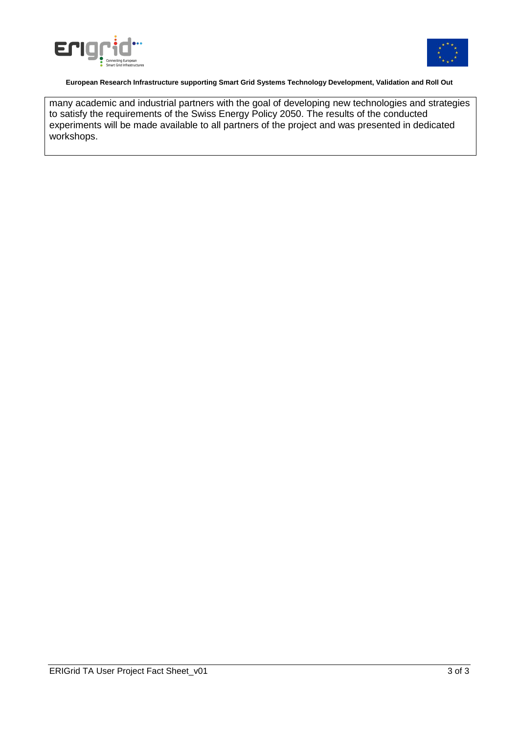many academic and industrial partners with the goal of developing new technologies and strategies to satisfy the requirements of the Swiss Energy Policy 2050. The results of the conducted experiments will be made available to all partners of the project and was presented in dedicated workshops.